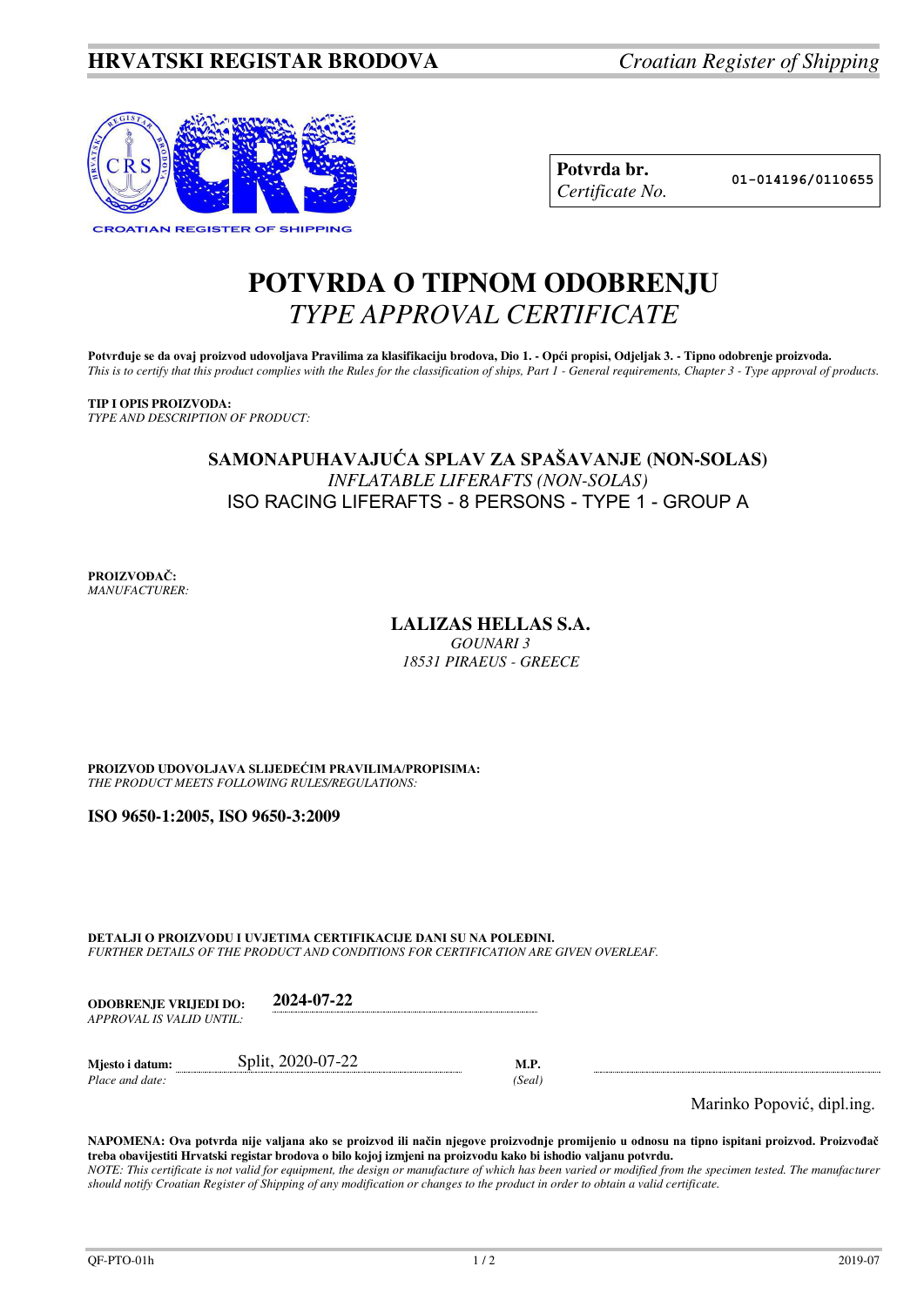**HRVATSKI REGISTAR BRODOVA** *Croatian Register of Shipping*

CROATIAN REGISTER OF SHIPPING

| **Potvrda br.** *Certificate No.* | **01-014196/0110655** |
|---|---|

# POTVRDA O TIPNOM ODOBRENJU
## *TYPE APPROVAL CERTIFICATE*

**Potvrđuje se da ovaj proizvod udovoljava Pravilima za klasifikaciju brodova, Dio 1. - Opći propisi, Odjeljak 3. - Tipno odobrenje proizvoda.**
*This is to certify that this product complies with the Rules for the classification of ships, Part 1 - General requirements, Chapter 3 - Type approval of products.*

**TIP I OPIS PROIZVODA:**
*TYPE AND DESCRIPTION OF PRODUCT:*

**SAMONAPUHAVAJUĆA SPLAV ZA SPAŠAVANJE (NON-SOLAS)**
*INFLATABLE LIFERAFTS (NON-SOLAS)*
ISO RACING LIFERAFTS - 8 PERSONS - TYPE 1 - GROUP A

**PROIZVOĐAČ:**
*MANUFACTURER:*

**LALIZAS HELLAS S.A.**
*GOUNARI 3*
*18531 PIRAEUS - GREECE*

**PROIZVOD UDOVOLJAVA SLIJEDEĆIM PRAVILIMA/PROPISIMA:**
*THE PRODUCT MEETS FOLLOWING RULES/REGULATIONS:*

**ISO 9650-1:2005, ISO 9650-3:2009**

**DETALJI O PROIZVODU I UVJETIMA CERTIFIKACIJE DANI SU NA POLEĐINI.**
*FURTHER DETAILS OF THE PRODUCT AND CONDITIONS FOR CERTIFICATION ARE GIVEN OVERLEAF.*

**ODOBRENJE VRIJEDI DO:** *APPROVAL IS VALID UNTIL:* **2024-07-22**

**Mjesto i datum:** *Place and date:* Split, 2020-07-22

**M.P.** *(Seal)*

Marinko Popović, dipl.ing.

**NAPOMENA: Ova potvrda nije valjana ako se proizvod ili način njegove proizvodnje promijenio u odnosu na tipno ispitani proizvod. Proizvođač treba obavijestiti Hrvatski registar brodova o bilo kojoj izmjeni na proizvodu kako bi ishodio valjanu potvrdu.**
*NOTE: This certificate is not valid for equipment, the design or manufacture of which has been varied or modified from the specimen tested. The manufacturer should notify Croatian Register of Shipping of any modification or changes to the product in order to obtain a valid certificate.*

QF-PTO-01h 2019-07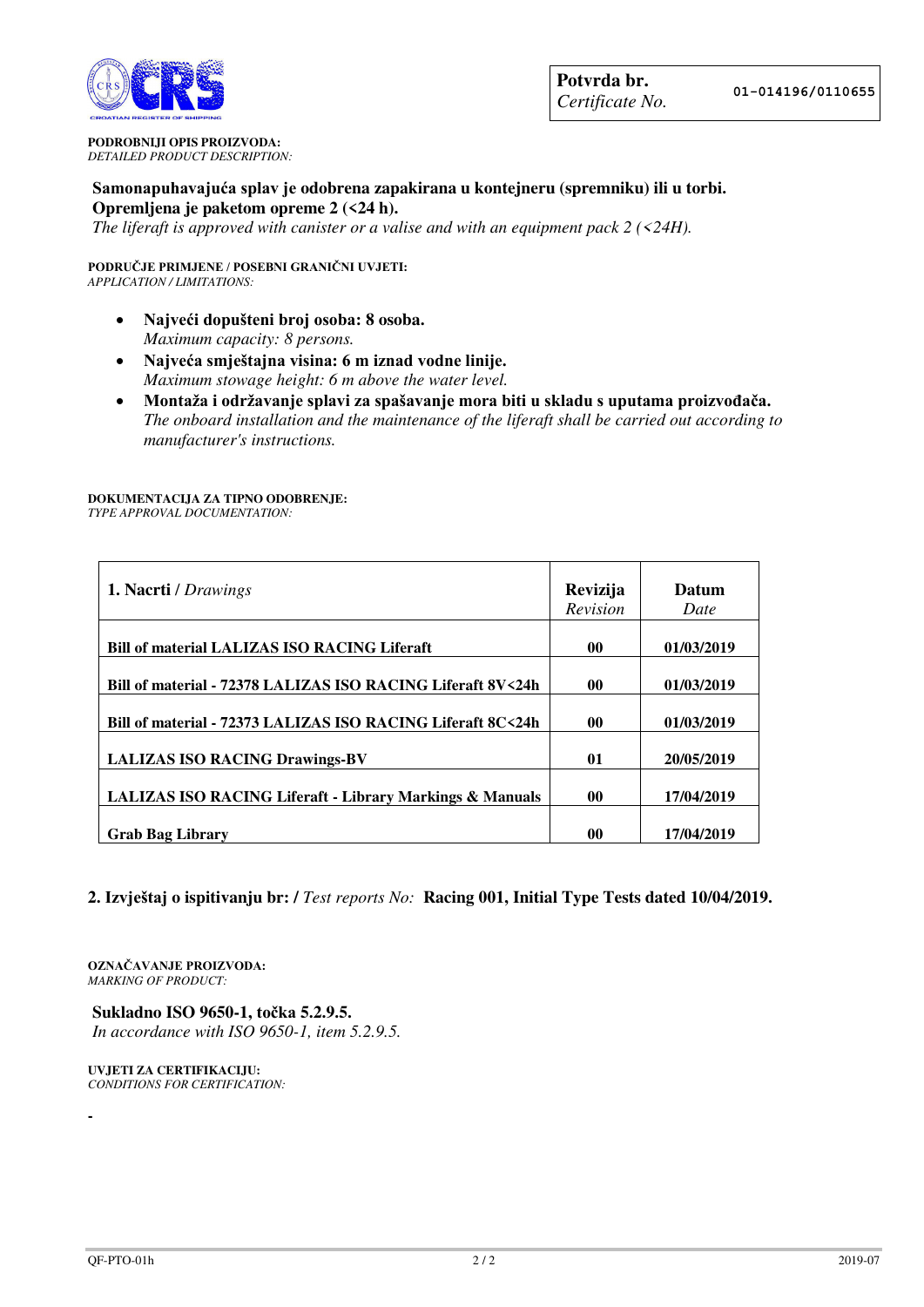**Potvrda br.**
*Certificate No.* 01-014196/0110655

**PODROBNIJI OPIS PROIZVODA:**
*DETAILED PRODUCT DESCRIPTION:*

**Samonapuhavajuća splav je odobrena zapakirana u kontejneru (spremniku) ili u torbi. Opremljena je paketom opreme 2 (<24 h).**
*The liferaft is approved with canister or a valise and with an equipment pack 2 (<24H).*

**PODRUČJE PRIMJENE / POSEBNI GRANIČNI UVJETI:**
*APPLICATION / LIMITATIONS:*

- **Najveći dopušteni broj osoba: 8 osoba.**
  *Maximum capacity: 8 persons.*
- **Najveća smještajna visina: 6 m iznad vodne linije.**
  *Maximum stowage height: 6 m above the water level.*
- **Montaža i održavanje splavi za spašavanje mora biti u skladu s uputama proizvođača.**
  *The onboard installation and the maintenance of the liferaft shall be carried out according to manufacturer's instructions.*

**DOKUMENTACIJA ZA TIPNO ODOBRENJE:**
*TYPE APPROVAL DOCUMENTATION:*

| **1. Nacrti** / *Drawings* | **Revizija** *Revision* | **Datum** *Date* |
|---|---|---|
| **Bill of material LALIZAS ISO RACING Liferaft** | **00** | **01/03/2019** |
| **Bill of material - 72378 LALIZAS ISO RACING Liferaft 8V<24h** | **00** | **01/03/2019** |
| **Bill of material - 72373 LALIZAS ISO RACING Liferaft 8C<24h** | **00** | **01/03/2019** |
| **LALIZAS ISO RACING Drawings-BV** | **01** | **20/05/2019** |
| **LALIZAS ISO RACING Liferaft - Library Markings & Manuals** | **00** | **17/04/2019** |
| **Grab Bag Library** | **00** | **17/04/2019** |

**2. Izvještaj o ispitivanju br: /** *Test reports No:* **Racing 001, Initial Type Tests dated 10/04/2019.**

**OZNAČAVANJE PROIZVODA:**
*MARKING OF PRODUCT:*

**Sukladno ISO 9650-1, točka 5.2.9.5.**
*In accordance with ISO 9650-1, item 5.2.9.5.*

**UVJETI ZA CERTIFIKACIJU:**
*CONDITIONS FOR CERTIFICATION:*

-